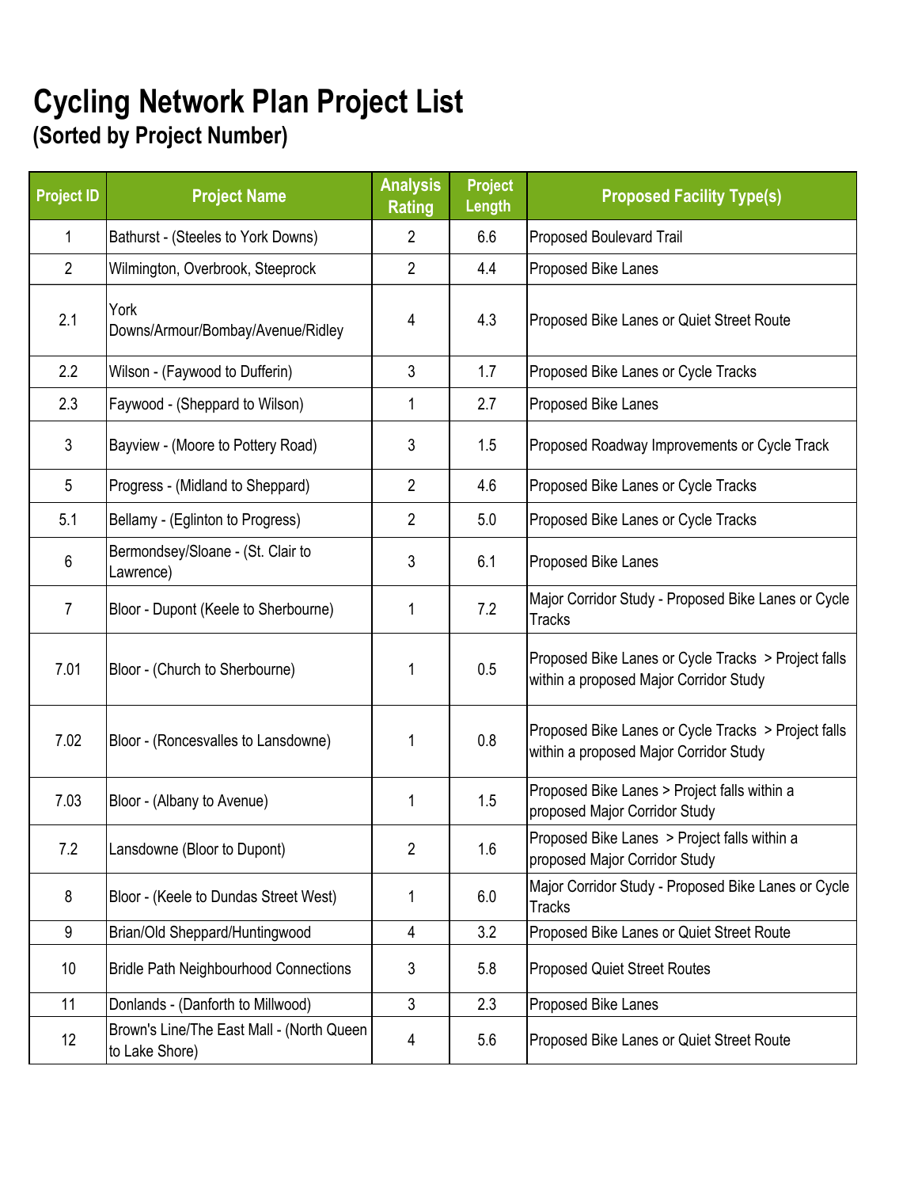# Cycling Network Plan Project List

## (Sorted by Project Number)

| Project ID | Project Name | Analysis Rating | Project Length | Proposed Facility Type(s) |
|---|---|---|---|---|
| 1 | Bathurst - (Steeles to York Downs) | 2 | 6.6 | Proposed Boulevard Trail |
| 2 | Wilmington, Overbrook, Steeprock | 2 | 4.4 | Proposed Bike Lanes |
| 2.1 | York Downs/Armour/Bombay/Avenue/Ridley | 4 | 4.3 | Proposed Bike Lanes or Quiet Street Route |
| 2.2 | Wilson - (Faywood to Dufferin) | 3 | 1.7 | Proposed Bike Lanes or Cycle Tracks |
| 2.3 | Faywood - (Sheppard to Wilson) | 1 | 2.7 | Proposed Bike Lanes |
| 3 | Bayview - (Moore to Pottery Road) | 3 | 1.5 | Proposed Roadway Improvements or Cycle Track |
| 5 | Progress - (Midland to Sheppard) | 2 | 4.6 | Proposed Bike Lanes or Cycle Tracks |
| 5.1 | Bellamy - (Eglinton to Progress) | 2 | 5.0 | Proposed Bike Lanes or Cycle Tracks |
| 6 | Bermondsey/Sloane - (St. Clair to Lawrence) | 3 | 6.1 | Proposed Bike Lanes |
| 7 | Bloor - Dupont (Keele to Sherbourne) | 1 | 7.2 | Major Corridor Study - Proposed Bike Lanes or Cycle Tracks |
| 7.01 | Bloor - (Church to Sherbourne) | 1 | 0.5 | Proposed Bike Lanes or Cycle Tracks > Project falls within a proposed Major Corridor Study |
| 7.02 | Bloor - (Roncesvalles to Lansdowne) | 1 | 0.8 | Proposed Bike Lanes or Cycle Tracks > Project falls within a proposed Major Corridor Study |
| 7.03 | Bloor - (Albany to Avenue) | 1 | 1.5 | Proposed Bike Lanes > Project falls within a proposed Major Corridor Study |
| 7.2 | Lansdowne (Bloor to Dupont) | 2 | 1.6 | Proposed Bike Lanes > Project falls within a proposed Major Corridor Study |
| 8 | Bloor - (Keele to Dundas Street West) | 1 | 6.0 | Major Corridor Study - Proposed Bike Lanes or Cycle Tracks |
| 9 | Brian/Old Sheppard/Huntingwood | 4 | 3.2 | Proposed Bike Lanes or Quiet Street Route |
| 10 | Bridle Path Neighbourhood Connections | 3 | 5.8 | Proposed Quiet Street Routes |
| 11 | Donlands - (Danforth to Millwood) | 3 | 2.3 | Proposed Bike Lanes |
| 12 | Brown's Line/The East Mall - (North Queen to Lake Shore) | 4 | 5.6 | Proposed Bike Lanes or Quiet Street Route |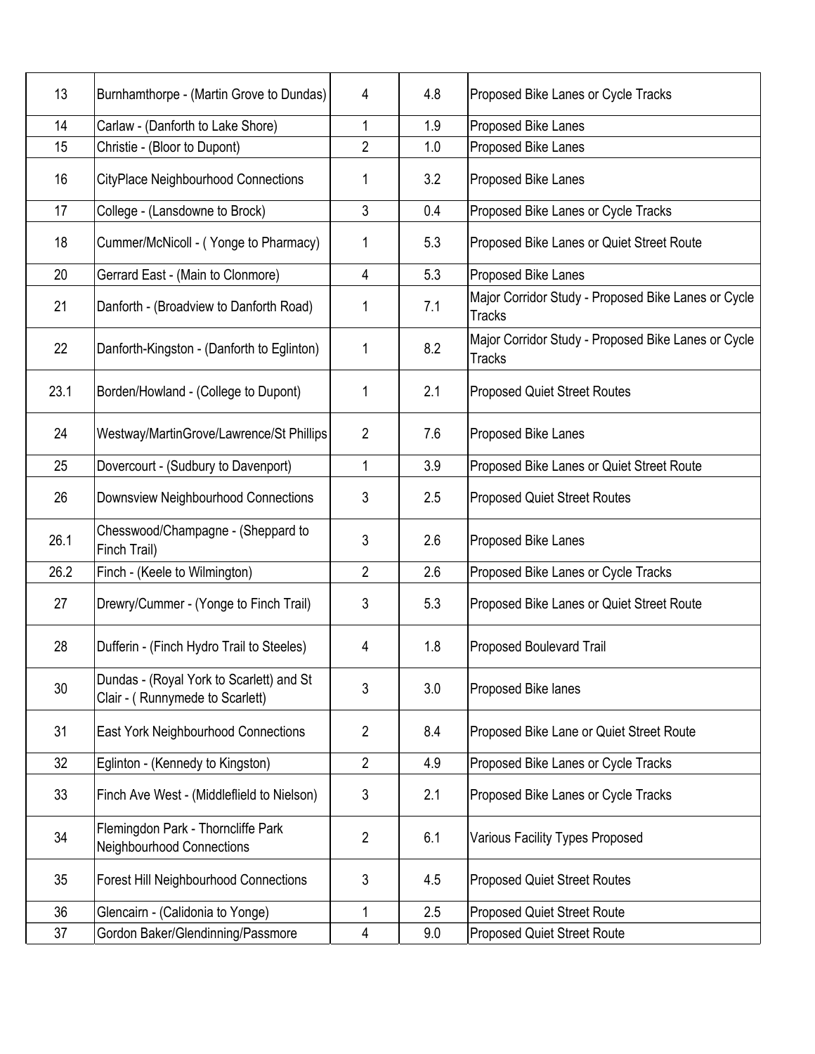| 13 | Burnhamthorpe - (Martin Grove to Dundas) | 4 | 4.8 | Proposed Bike Lanes or Cycle Tracks |
|---|---|---|---|---|
| 14 | Carlaw - (Danforth to Lake Shore) | 1 | 1.9 | Proposed Bike Lanes |
| 15 | Christie - (Bloor to Dupont) | 2 | 1.0 | Proposed Bike Lanes |
| 16 | CityPlace Neighbourhood Connections | 1 | 3.2 | Proposed Bike Lanes |
| 17 | College - (Lansdowne to Brock) | 3 | 0.4 | Proposed Bike Lanes or Cycle Tracks |
| 18 | Cummer/McNicoll - ( Yonge to Pharmacy) | 1 | 5.3 | Proposed Bike Lanes or Quiet Street Route |
| 20 | Gerrard East - (Main to Clonmore) | 4 | 5.3 | Proposed Bike Lanes |
| 21 | Danforth - (Broadview to Danforth Road) | 1 | 7.1 | Major Corridor Study - Proposed Bike Lanes or Cycle Tracks |
| 22 | Danforth-Kingston - (Danforth to Eglinton) | 1 | 8.2 | Major Corridor Study - Proposed Bike Lanes or Cycle Tracks |
| 23.1 | Borden/Howland - (College to Dupont) | 1 | 2.1 | Proposed Quiet Street Routes |
| 24 | Westway/MartinGrove/Lawrence/St Phillips | 2 | 7.6 | Proposed Bike Lanes |
| 25 | Dovercourt - (Sudbury to Davenport) | 1 | 3.9 | Proposed Bike Lanes or Quiet Street Route |
| 26 | Downsview Neighbourhood Connections | 3 | 2.5 | Proposed Quiet Street Routes |
| 26.1 | Chesswood/Champagne - (Sheppard to Finch Trail) | 3 | 2.6 | Proposed Bike Lanes |
| 26.2 | Finch - (Keele to Wilmington) | 2 | 2.6 | Proposed Bike Lanes or Cycle Tracks |
| 27 | Drewry/Cummer - (Yonge to Finch Trail) | 3 | 5.3 | Proposed Bike Lanes or Quiet Street Route |
| 28 | Dufferin - (Finch Hydro Trail to Steeles) | 4 | 1.8 | Proposed Boulevard Trail |
| 30 | Dundas - (Royal York to Scarlett) and St Clair - ( Runnymede to Scarlett) | 3 | 3.0 | Proposed Bike lanes |
| 31 | East York Neighbourhood Connections | 2 | 8.4 | Proposed Bike Lane or Quiet Street Route |
| 32 | Eglinton - (Kennedy to Kingston) | 2 | 4.9 | Proposed Bike Lanes or Cycle Tracks |
| 33 | Finch Ave West - (Middleflield to Nielson) | 3 | 2.1 | Proposed Bike Lanes or Cycle Tracks |
| 34 | Flemingdon Park - Thorncliffe Park Neighbourhood Connections | 2 | 6.1 | Various Facility Types Proposed |
| 35 | Forest Hill Neighbourhood Connections | 3 | 4.5 | Proposed Quiet Street Routes |
| 36 | Glencairn - (Calidonia to Yonge) | 1 | 2.5 | Proposed Quiet Street Route |
| 37 | Gordon Baker/Glendinning/Passmore | 4 | 9.0 | Proposed Quiet Street Route |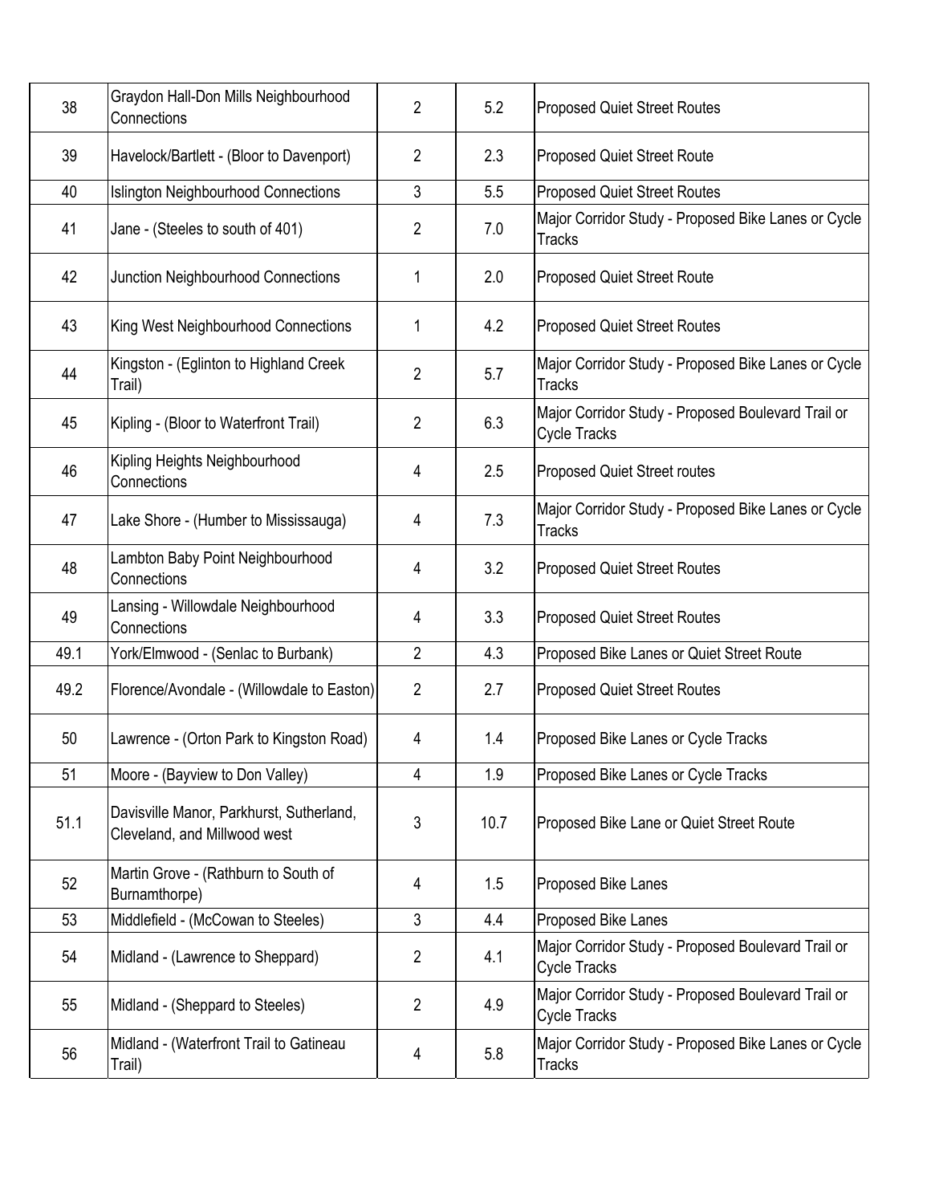| | | | | |
|---|---|---|---|---|
| 38 | Graydon Hall-Don Mills Neighbourhood Connections | 2 | 5.2 | Proposed Quiet Street Routes |
| 39 | Havelock/Bartlett - (Bloor to Davenport) | 2 | 2.3 | Proposed Quiet Street Route |
| 40 | Islington Neighbourhood Connections | 3 | 5.5 | Proposed Quiet Street Routes |
| 41 | Jane - (Steeles to south of 401) | 2 | 7.0 | Major Corridor Study - Proposed Bike Lanes or Cycle Tracks |
| 42 | Junction Neighbourhood Connections | 1 | 2.0 | Proposed Quiet Street Route |
| 43 | King West Neighbourhood Connections | 1 | 4.2 | Proposed Quiet Street Routes |
| 44 | Kingston - (Eglinton to Highland Creek Trail) | 2 | 5.7 | Major Corridor Study - Proposed Bike Lanes or Cycle Tracks |
| 45 | Kipling - (Bloor to Waterfront Trail) | 2 | 6.3 | Major Corridor Study - Proposed Boulevard Trail or Cycle Tracks |
| 46 | Kipling Heights Neighbourhood Connections | 4 | 2.5 | Proposed Quiet Street routes |
| 47 | Lake Shore - (Humber to Mississauga) | 4 | 7.3 | Major Corridor Study - Proposed Bike Lanes or Cycle Tracks |
| 48 | Lambton Baby Point Neighbourhood Connections | 4 | 3.2 | Proposed Quiet Street Routes |
| 49 | Lansing - Willowdale Neighbourhood Connections | 4 | 3.3 | Proposed Quiet Street Routes |
| 49.1 | York/Elmwood - (Senlac to Burbank) | 2 | 4.3 | Proposed Bike Lanes or Quiet Street Route |
| 49.2 | Florence/Avondale - (Willowdale to Easton) | 2 | 2.7 | Proposed Quiet Street Routes |
| 50 | Lawrence - (Orton Park to Kingston Road) | 4 | 1.4 | Proposed Bike Lanes or Cycle Tracks |
| 51 | Moore - (Bayview to Don Valley) | 4 | 1.9 | Proposed Bike Lanes or Cycle Tracks |
| 51.1 | Davisville Manor, Parkhurst, Sutherland, Cleveland, and Millwood west | 3 | 10.7 | Proposed Bike Lane or Quiet Street Route |
| 52 | Martin Grove - (Rathburn to South of Burnamthorpe) | 4 | 1.5 | Proposed Bike Lanes |
| 53 | Middlefield - (McCowan to Steeles) | 3 | 4.4 | Proposed Bike Lanes |
| 54 | Midland - (Lawrence to Sheppard) | 2 | 4.1 | Major Corridor Study - Proposed Boulevard Trail or Cycle Tracks |
| 55 | Midland - (Sheppard to Steeles) | 2 | 4.9 | Major Corridor Study - Proposed Boulevard Trail or Cycle Tracks |
| 56 | Midland - (Waterfront Trail to Gatineau Trail) | 4 | 5.8 | Major Corridor Study - Proposed Bike Lanes or Cycle Tracks |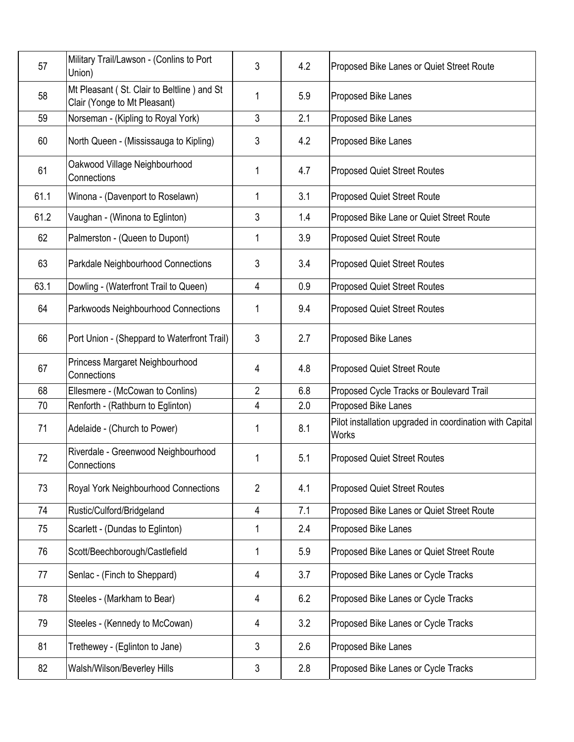| | | | | |
|---|---|---|---|---|
| 57 | Military Trail/Lawson - (Conlins to Port Union) | 3 | 4.2 | Proposed Bike Lanes or Quiet Street Route |
| 58 | Mt Pleasant ( St. Clair to Beltline ) and St Clair (Yonge to Mt Pleasant) | 1 | 5.9 | Proposed Bike Lanes |
| 59 | Norseman - (Kipling to Royal York) | 3 | 2.1 | Proposed Bike Lanes |
| 60 | North Queen - (Mississauga to Kipling) | 3 | 4.2 | Proposed Bike Lanes |
| 61 | Oakwood Village Neighbourhood Connections | 1 | 4.7 | Proposed Quiet Street Routes |
| 61.1 | Winona - (Davenport to Roselawn) | 1 | 3.1 | Proposed Quiet Street Route |
| 61.2 | Vaughan - (Winona to Eglinton) | 3 | 1.4 | Proposed Bike Lane or Quiet Street Route |
| 62 | Palmerston - (Queen to Dupont) | 1 | 3.9 | Proposed Quiet Street Route |
| 63 | Parkdale Neighbourhood Connections | 3 | 3.4 | Proposed Quiet Street Routes |
| 63.1 | Dowling - (Waterfront Trail to Queen) | 4 | 0.9 | Proposed Quiet Street Routes |
| 64 | Parkwoods Neighbourhood Connections | 1 | 9.4 | Proposed Quiet Street Routes |
| 66 | Port Union - (Sheppard to Waterfront Trail) | 3 | 2.7 | Proposed Bike Lanes |
| 67 | Princess Margaret Neighbourhood Connections | 4 | 4.8 | Proposed Quiet Street Route |
| 68 | Ellesmere - (McCowan to Conlins) | 2 | 6.8 | Proposed Cycle Tracks or Boulevard Trail |
| 70 | Renforth - (Rathburn to Eglinton) | 4 | 2.0 | Proposed Bike Lanes |
| 71 | Adelaide - (Church to Power) | 1 | 8.1 | Pilot installation upgraded in coordination with Capital Works |
| 72 | Riverdale - Greenwood Neighbourhood Connections | 1 | 5.1 | Proposed Quiet Street Routes |
| 73 | Royal York Neighbourhood Connections | 2 | 4.1 | Proposed Quiet Street Routes |
| 74 | Rustic/Culford/Bridgeland | 4 | 7.1 | Proposed Bike Lanes or Quiet Street Route |
| 75 | Scarlett - (Dundas to Eglinton) | 1 | 2.4 | Proposed Bike Lanes |
| 76 | Scott/Beechborough/Castlefield | 1 | 5.9 | Proposed Bike Lanes or Quiet Street Route |
| 77 | Senlac - (Finch to Sheppard) | 4 | 3.7 | Proposed Bike Lanes or Cycle Tracks |
| 78 | Steeles - (Markham to Bear) | 4 | 6.2 | Proposed Bike Lanes or Cycle Tracks |
| 79 | Steeles - (Kennedy to McCowan) | 4 | 3.2 | Proposed Bike Lanes or Cycle Tracks |
| 81 | Trethewey - (Eglinton to Jane) | 3 | 2.6 | Proposed Bike Lanes |
| 82 | Walsh/Wilson/Beverley Hills | 3 | 2.8 | Proposed Bike Lanes or Cycle Tracks |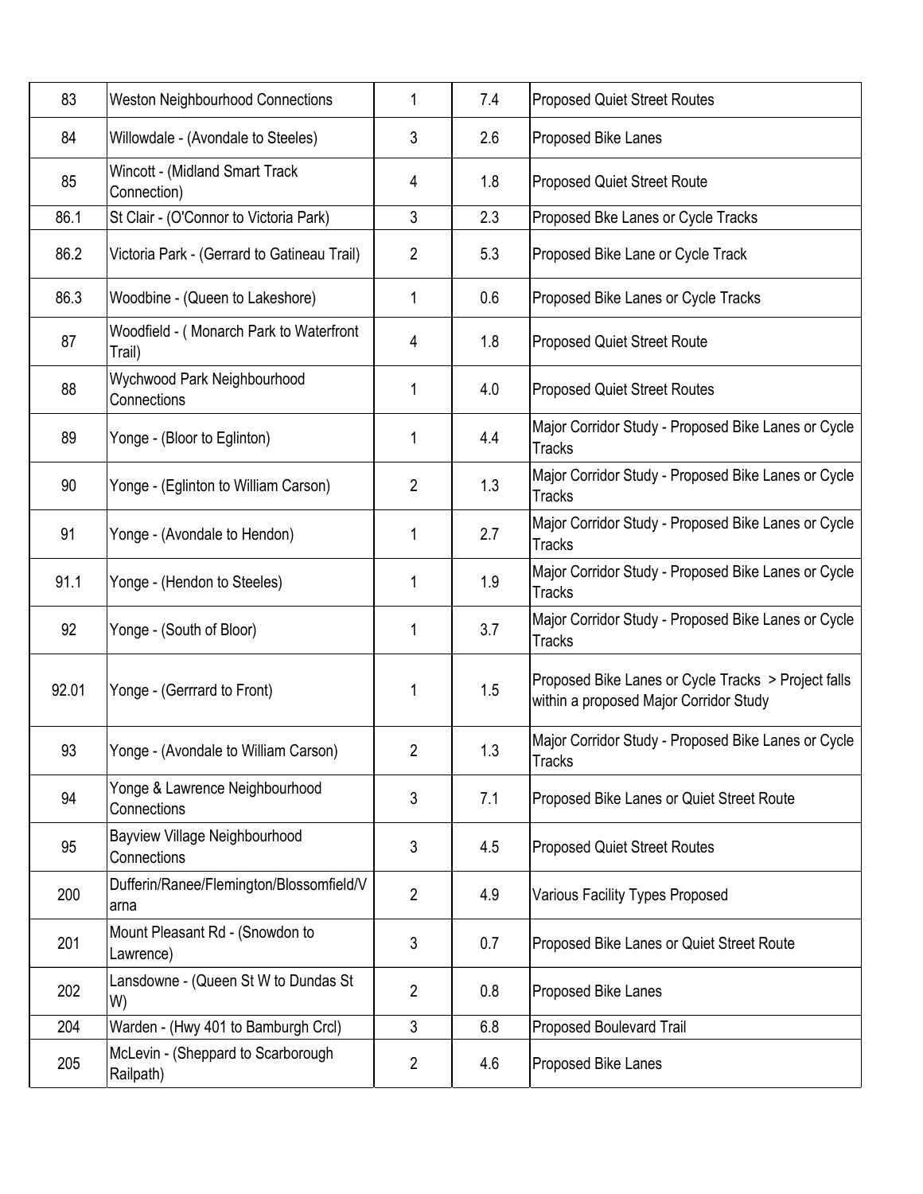| | | | | |
|---|---|---|---|---|
| 83 | Weston Neighbourhood Connections | 1 | 7.4 | Proposed Quiet Street Routes |
| 84 | Willowdale - (Avondale to Steeles) | 3 | 2.6 | Proposed Bike Lanes |
| 85 | Wincott - (Midland Smart Track Connection) | 4 | 1.8 | Proposed Quiet Street Route |
| 86.1 | St Clair - (O'Connor to Victoria Park) | 3 | 2.3 | Proposed Bke Lanes or Cycle Tracks |
| 86.2 | Victoria Park - (Gerrard to Gatineau Trail) | 2 | 5.3 | Proposed Bike Lane or Cycle Track |
| 86.3 | Woodbine - (Queen to Lakeshore) | 1 | 0.6 | Proposed Bike Lanes or Cycle Tracks |
| 87 | Woodfield - ( Monarch Park to Waterfront Trail) | 4 | 1.8 | Proposed Quiet Street Route |
| 88 | Wychwood Park Neighbourhood Connections | 1 | 4.0 | Proposed Quiet Street Routes |
| 89 | Yonge - (Bloor to Eglinton) | 1 | 4.4 | Major Corridor Study - Proposed Bike Lanes or Cycle Tracks |
| 90 | Yonge - (Eglinton to William Carson) | 2 | 1.3 | Major Corridor Study - Proposed Bike Lanes or Cycle Tracks |
| 91 | Yonge - (Avondale to Hendon) | 1 | 2.7 | Major Corridor Study - Proposed Bike Lanes or Cycle Tracks |
| 91.1 | Yonge - (Hendon to Steeles) | 1 | 1.9 | Major Corridor Study - Proposed Bike Lanes or Cycle Tracks |
| 92 | Yonge - (South of Bloor) | 1 | 3.7 | Major Corridor Study - Proposed Bike Lanes or Cycle Tracks |
| 92.01 | Yonge - (Gerrrard to Front) | 1 | 1.5 | Proposed Bike Lanes or Cycle Tracks > Project falls within a proposed Major Corridor Study |
| 93 | Yonge - (Avondale to William Carson) | 2 | 1.3 | Major Corridor Study - Proposed Bike Lanes or Cycle Tracks |
| 94 | Yonge & Lawrence Neighbourhood Connections | 3 | 7.1 | Proposed Bike Lanes or Quiet Street Route |
| 95 | Bayview Village Neighbourhood Connections | 3 | 4.5 | Proposed Quiet Street Routes |
| 200 | Dufferin/Ranee/Flemington/Blossomfield/Varna | 2 | 4.9 | Various Facility Types Proposed |
| 201 | Mount Pleasant Rd - (Snowdon to Lawrence) | 3 | 0.7 | Proposed Bike Lanes or Quiet Street Route |
| 202 | Lansdowne - (Queen St W to Dundas St W) | 2 | 0.8 | Proposed Bike Lanes |
| 204 | Warden - (Hwy 401 to Bamburgh Crcl) | 3 | 6.8 | Proposed Boulevard Trail |
| 205 | McLevin - (Sheppard to Scarborough Railpath) | 2 | 4.6 | Proposed Bike Lanes |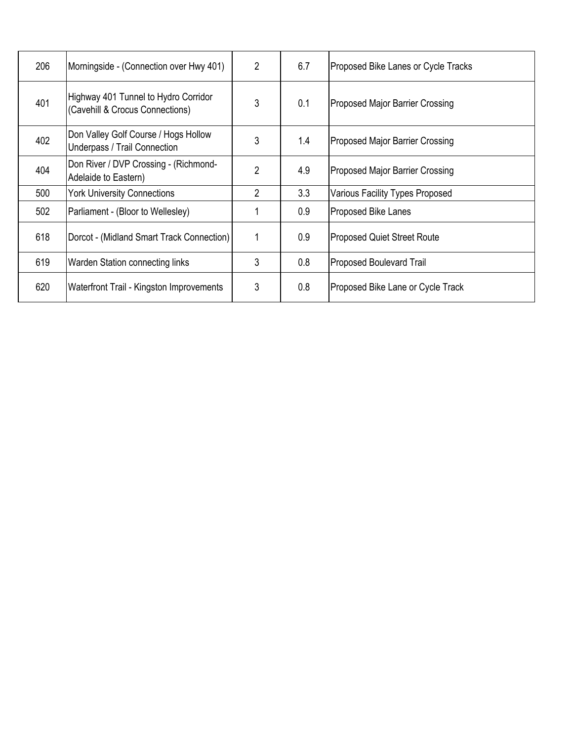| | | | | |
|---|---|---|---|---|
| 206 | Morningside - (Connection over Hwy 401) | 2 | 6.7 | Proposed Bike Lanes or Cycle Tracks |
| 401 | Highway 401 Tunnel to Hydro Corridor (Cavehill & Crocus Connections) | 3 | 0.1 | Proposed Major Barrier Crossing |
| 402 | Don Valley Golf Course / Hogs Hollow Underpass / Trail Connection | 3 | 1.4 | Proposed Major Barrier Crossing |
| 404 | Don River / DVP Crossing - (Richmond-Adelaide to Eastern) | 2 | 4.9 | Proposed Major Barrier Crossing |
| 500 | York University Connections | 2 | 3.3 | Various Facility Types Proposed |
| 502 | Parliament - (Bloor to Wellesley) | 1 | 0.9 | Proposed Bike Lanes |
| 618 | Dorcot - (Midland Smart Track Connection) | 1 | 0.9 | Proposed Quiet Street Route |
| 619 | Warden Station connecting links | 3 | 0.8 | Proposed Boulevard Trail |
| 620 | Waterfront Trail - Kingston Improvements | 3 | 0.8 | Proposed Bike Lane or Cycle Track |